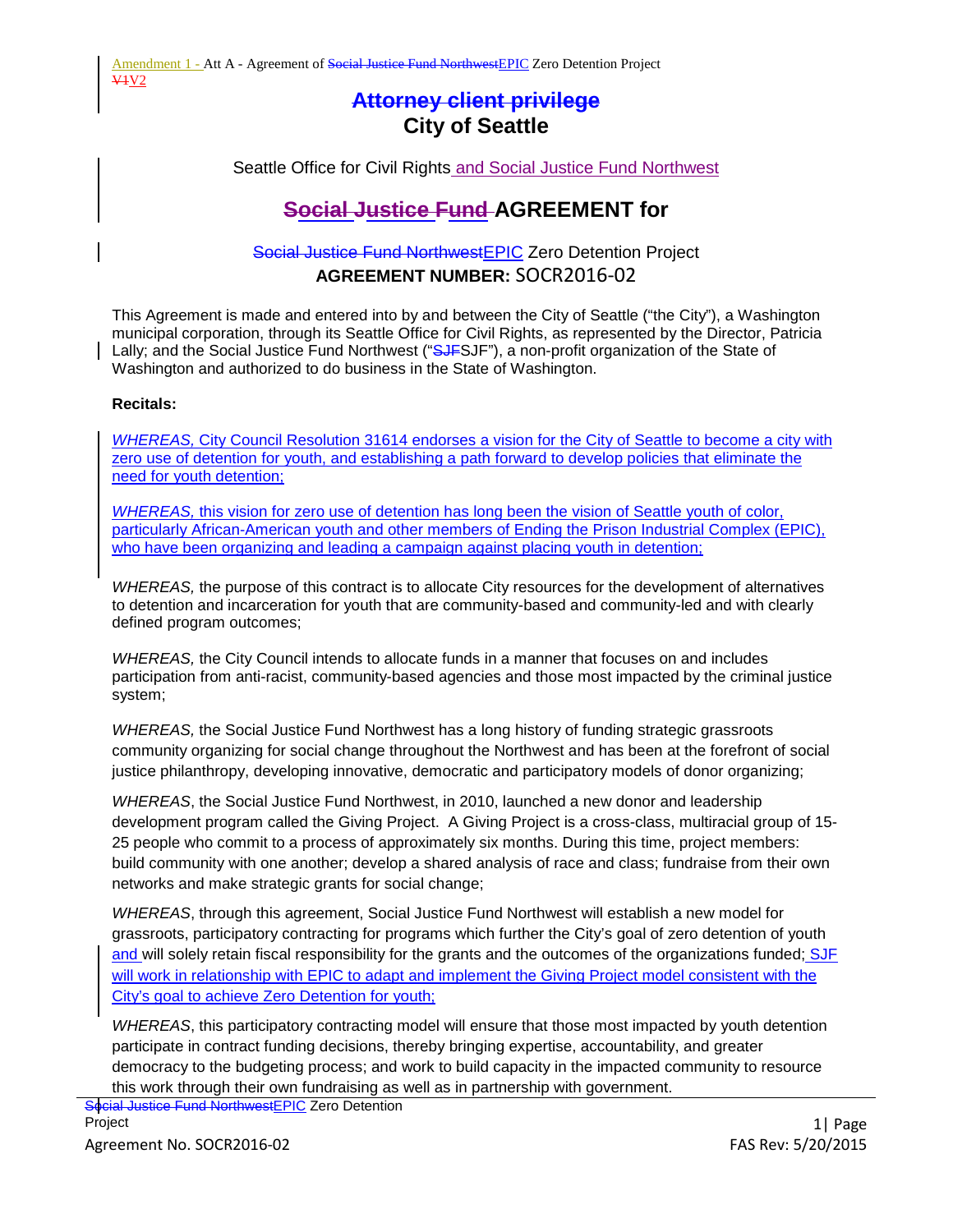## ~~Attorney client privilege~~

## City of Seattle

Seattle Office for Civil Rights and Social Justice Fund Northwest

## ~~Social Justice Fund~~ AGREEMENT for

~~Social Justice Fund Northwest~~EPIC Zero Detention Project

**AGREEMENT NUMBER:** SOCR2016-02

This Agreement is made and entered into by and between the City of Seattle ("the City"), a Washington municipal corporation, through its Seattle Office for Civil Rights, as represented by the Director, Patricia Lally; and the Social Justice Fund Northwest ("~~SJF~~SJF"), a non-profit organization of the State of Washington and authorized to do business in the State of Washington.

**Recitals:**

*WHEREAS,* City Council Resolution 31614 endorses a vision for the City of Seattle to become a city with zero use of detention for youth, and establishing a path forward to develop policies that eliminate the need for youth detention;

*WHEREAS,* this vision for zero use of detention has long been the vision of Seattle youth of color, particularly African-American youth and other members of Ending the Prison Industrial Complex (EPIC), who have been organizing and leading a campaign against placing youth in detention;

*WHEREAS,* the purpose of this contract is to allocate City resources for the development of alternatives to detention and incarceration for youth that are community-based and community-led and with clearly defined program outcomes;

*WHEREAS,* the City Council intends to allocate funds in a manner that focuses on and includes participation from anti-racist, community-based agencies and those most impacted by the criminal justice system;

*WHEREAS,* the Social Justice Fund Northwest has a long history of funding strategic grassroots community organizing for social change throughout the Northwest and has been at the forefront of social justice philanthropy, developing innovative, democratic and participatory models of donor organizing;

*WHEREAS*, the Social Justice Fund Northwest, in 2010, launched a new donor and leadership development program called the Giving Project. A Giving Project is a cross-class, multiracial group of 15-25 people who commit to a process of approximately six months. During this time, project members: build community with one another; develop a shared analysis of race and class; fundraise from their own networks and make strategic grants for social change;

*WHEREAS*, through this agreement, Social Justice Fund Northwest will establish a new model for grassroots, participatory contracting for programs which further the City's goal of zero detention of youth and will solely retain fiscal responsibility for the grants and the outcomes of the organizations funded; SJF will work in relationship with EPIC to adapt and implement the Giving Project model consistent with the City's goal to achieve Zero Detention for youth;

*WHEREAS*, this participatory contracting model will ensure that those most impacted by youth detention participate in contract funding decisions, thereby bringing expertise, accountability, and greater democracy to the budgeting process; and work to build capacity in the impacted community to resource this work through their own fundraising as well as in partnership with government.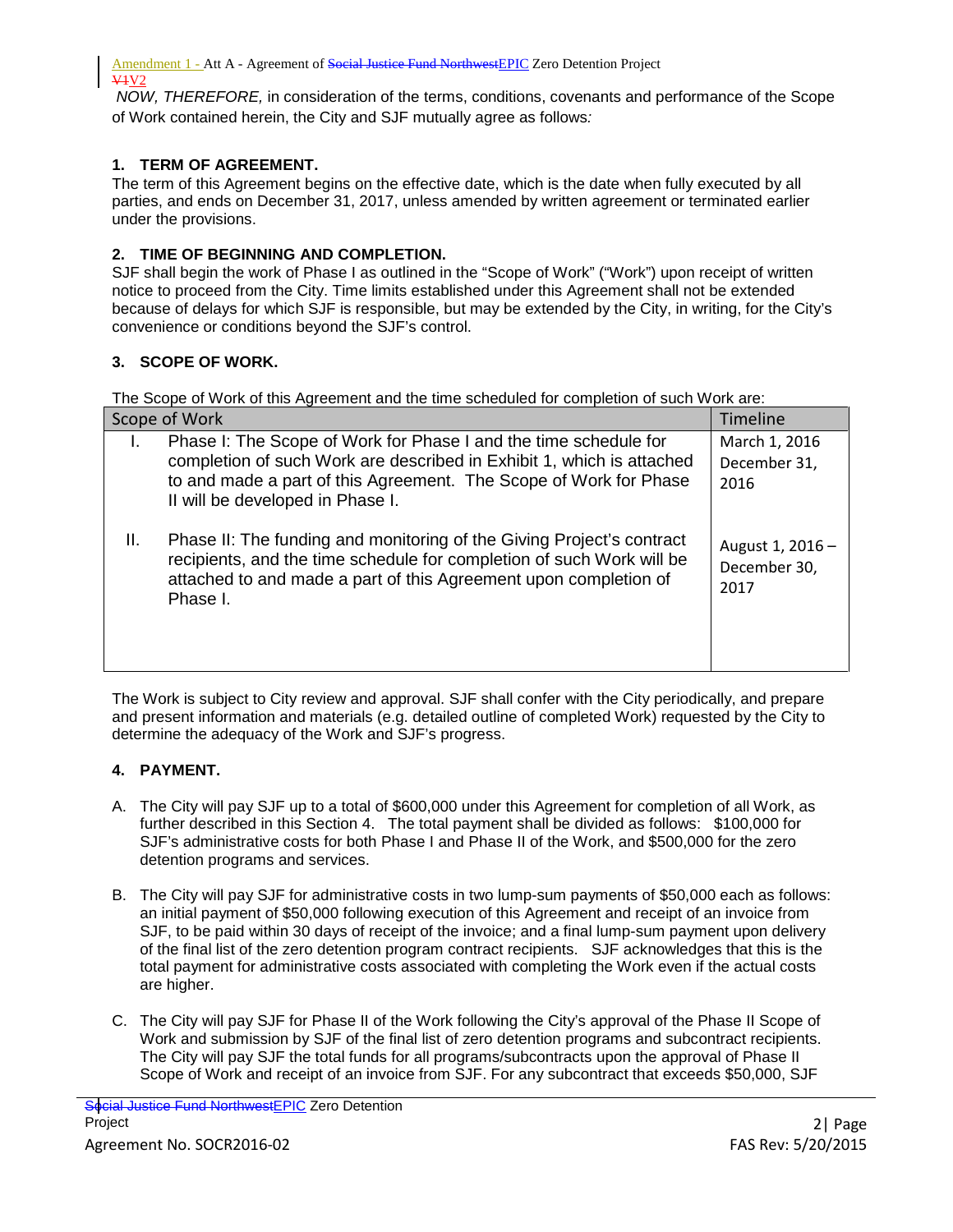*NOW, THEREFORE,* in consideration of the terms, conditions, covenants and performance of the Scope of Work contained herein, the City and SJF mutually agree as follows*:*

### 1. TERM OF AGREEMENT.

The term of this Agreement begins on the effective date, which is the date when fully executed by all parties, and ends on December 31, 2017, unless amended by written agreement or terminated earlier under the provisions.

### 2. TIME OF BEGINNING AND COMPLETION.

SJF shall begin the work of Phase I as outlined in the "Scope of Work" ("Work") upon receipt of written notice to proceed from the City. Time limits established under this Agreement shall not be extended because of delays for which SJF is responsible, but may be extended by the City, in writing, for the City's convenience or conditions beyond the SJF's control.

### 3. SCOPE OF WORK.

The Scope of Work of this Agreement and the time scheduled for completion of such Work are:

| Scope of Work | | Timeline |
|---|---|---|
| I. | Phase I: The Scope of Work for Phase I and the time schedule for completion of such Work are described in Exhibit 1, which is attached to and made a part of this Agreement. The Scope of Work for Phase II will be developed in Phase I. | March 1, 2016 December 31, 2016 |
| II. | Phase II: The funding and monitoring of the Giving Project's contract recipients, and the time schedule for completion of such Work will be attached to and made a part of this Agreement upon completion of Phase I. | August 1, 2016 – December 30, 2017 |

The Work is subject to City review and approval. SJF shall confer with the City periodically, and prepare and present information and materials (e.g. detailed outline of completed Work) requested by the City to determine the adequacy of the Work and SJF's progress.

### 4. PAYMENT.

A. The City will pay SJF up to a total of $600,000 under this Agreement for completion of all Work, as further described in this Section 4. The total payment shall be divided as follows: $100,000 for SJF's administrative costs for both Phase I and Phase II of the Work, and $500,000 for the zero detention programs and services.

B. The City will pay SJF for administrative costs in two lump-sum payments of $50,000 each as follows: an initial payment of $50,000 following execution of this Agreement and receipt of an invoice from SJF, to be paid within 30 days of receipt of the invoice; and a final lump-sum payment upon delivery of the final list of the zero detention program contract recipients. SJF acknowledges that this is the total payment for administrative costs associated with completing the Work even if the actual costs are higher.

C. The City will pay SJF for Phase II of the Work following the City's approval of the Phase II Scope of Work and submission by SJF of the final list of zero detention programs and subcontract recipients. The City will pay SJF the total funds for all programs/subcontracts upon the approval of Phase II Scope of Work and receipt of an invoice from SJF. For any subcontract that exceeds $50,000, SJF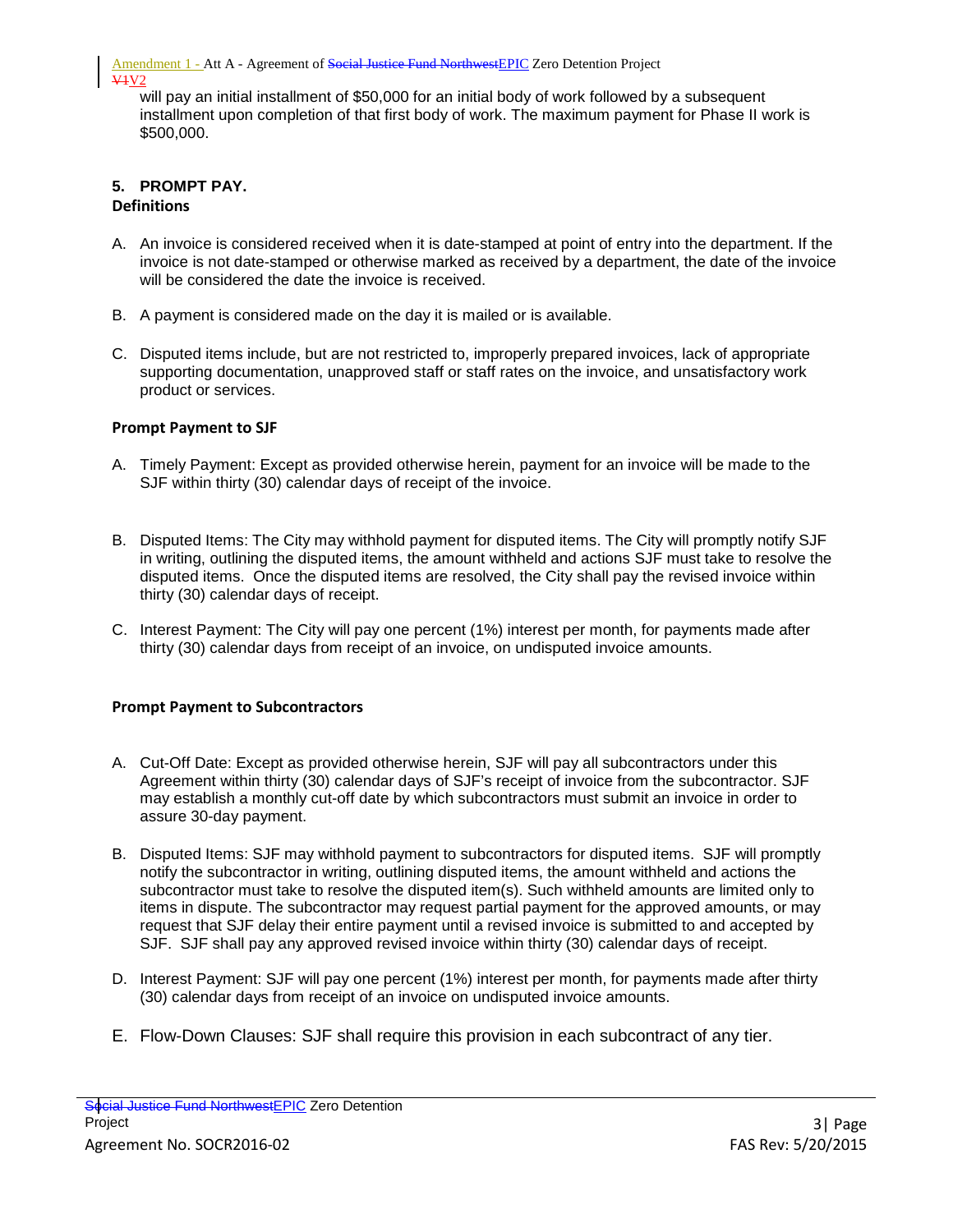will pay an initial installment of $50,000 for an initial body of work followed by a subsequent installment upon completion of that first body of work. The maximum payment for Phase II work is $500,000.

### 5. PROMPT PAY.

**Definitions**

A. An invoice is considered received when it is date-stamped at point of entry into the department. If the invoice is not date-stamped or otherwise marked as received by a department, the date of the invoice will be considered the date the invoice is received.

B. A payment is considered made on the day it is mailed or is available.

C. Disputed items include, but are not restricted to, improperly prepared invoices, lack of appropriate supporting documentation, unapproved staff or staff rates on the invoice, and unsatisfactory work product or services.

**Prompt Payment to SJF**

A. Timely Payment: Except as provided otherwise herein, payment for an invoice will be made to the SJF within thirty (30) calendar days of receipt of the invoice.

B. Disputed Items: The City may withhold payment for disputed items. The City will promptly notify SJF in writing, outlining the disputed items, the amount withheld and actions SJF must take to resolve the disputed items. Once the disputed items are resolved, the City shall pay the revised invoice within thirty (30) calendar days of receipt.

C. Interest Payment: The City will pay one percent (1%) interest per month, for payments made after thirty (30) calendar days from receipt of an invoice, on undisputed invoice amounts.

**Prompt Payment to Subcontractors**

A. Cut-Off Date: Except as provided otherwise herein, SJF will pay all subcontractors under this Agreement within thirty (30) calendar days of SJF's receipt of invoice from the subcontractor. SJF may establish a monthly cut-off date by which subcontractors must submit an invoice in order to assure 30-day payment.

B. Disputed Items: SJF may withhold payment to subcontractors for disputed items. SJF will promptly notify the subcontractor in writing, outlining disputed items, the amount withheld and actions the subcontractor must take to resolve the disputed item(s). Such withheld amounts are limited only to items in dispute. The subcontractor may request partial payment for the approved amounts, or may request that SJF delay their entire payment until a revised invoice is submitted to and accepted by SJF. SJF shall pay any approved revised invoice within thirty (30) calendar days of receipt.

D. Interest Payment: SJF will pay one percent (1%) interest per month, for payments made after thirty (30) calendar days from receipt of an invoice on undisputed invoice amounts.

E. Flow-Down Clauses: SJF shall require this provision in each subcontract of any tier.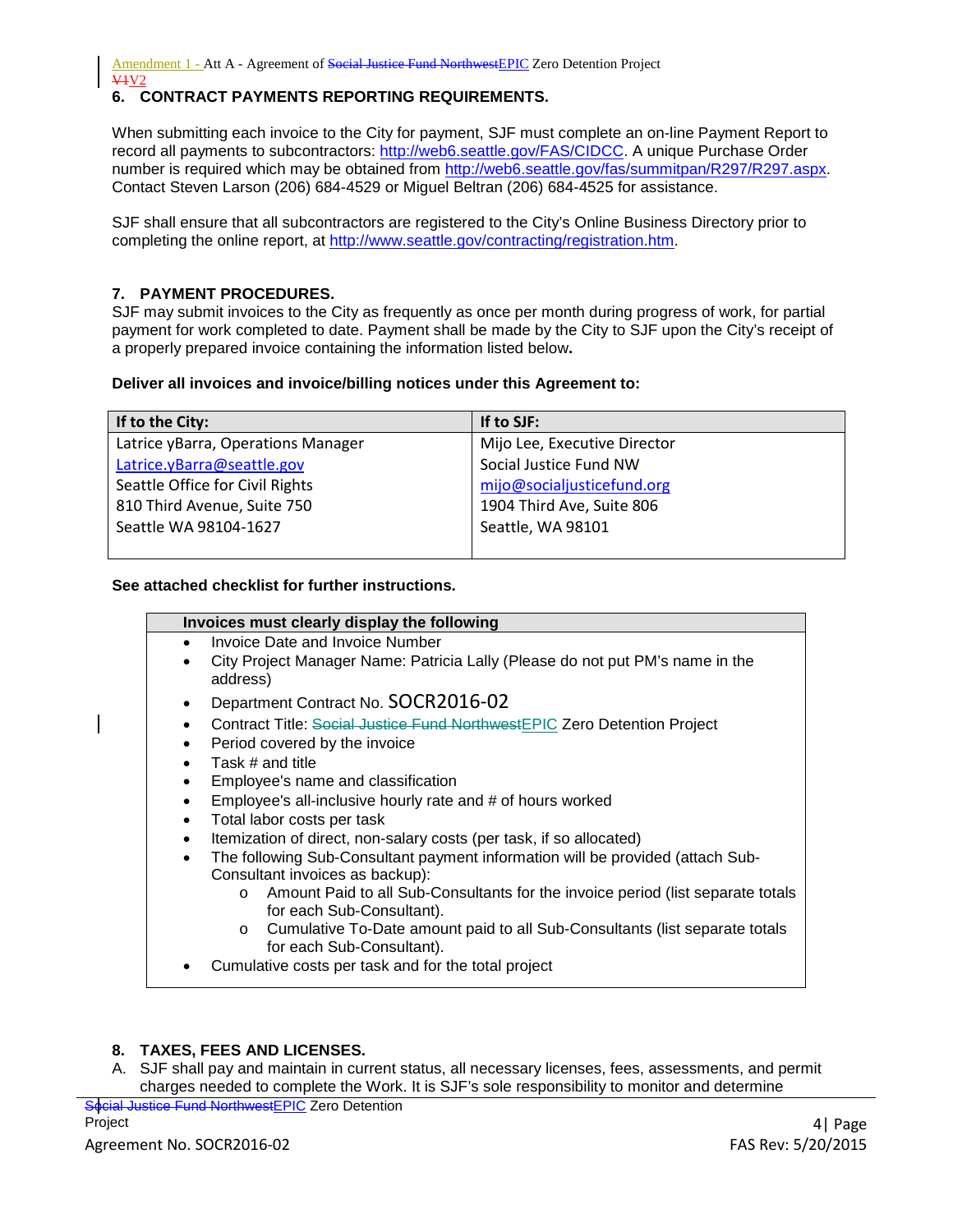## 6. CONTRACT PAYMENTS REPORTING REQUIREMENTS.

When submitting each invoice to the City for payment, SJF must complete an on-line Payment Report to record all payments to subcontractors: http://web6.seattle.gov/FAS/CIDCC. A unique Purchase Order number is required which may be obtained from http://web6.seattle.gov/fas/summitpan/R297/R297.aspx. Contact Steven Larson (206) 684-4529 or Miguel Beltran (206) 684-4525 for assistance.

SJF shall ensure that all subcontractors are registered to the City's Online Business Directory prior to completing the online report, at http://www.seattle.gov/contracting/registration.htm.

## 7. PAYMENT PROCEDURES.

SJF may submit invoices to the City as frequently as once per month during progress of work, for partial payment for work completed to date. Payment shall be made by the City to SJF upon the City's receipt of a properly prepared invoice containing the information listed below**.**

**Deliver all invoices and invoice/billing notices under this Agreement to:**

| If to the City: | If to SJF: |
|---|---|
| Latrice yBarra, Operations Manager<br>Latrice.yBarra@seattle.gov<br>Seattle Office for Civil Rights<br>810 Third Avenue, Suite 750<br>Seattle WA 98104-1627 | Mijo Lee, Executive Director<br>Social Justice Fund NW<br>mijo@socialjusticefund.org<br>1904 Third Ave, Suite 806<br>Seattle, WA 98101 |

**See attached checklist for further instructions.**

**Invoices must clearly display the following**

- Invoice Date and Invoice Number
- City Project Manager Name: Patricia Lally (Please do not put PM's name in the address)
- Department Contract No. SOCR2016-02
- Contract Title: ~~Social Justice Fund Northwest~~EPIC Zero Detention Project
- Period covered by the invoice
- Task # and title
- Employee's name and classification
- Employee's all-inclusive hourly rate and # of hours worked
- Total labor costs per task
- Itemization of direct, non-salary costs (per task, if so allocated)
- The following Sub-Consultant payment information will be provided (attach Sub-Consultant invoices as backup):
    - Amount Paid to all Sub-Consultants for the invoice period (list separate totals for each Sub-Consultant).
    - Cumulative To-Date amount paid to all Sub-Consultants (list separate totals for each Sub-Consultant).
- Cumulative costs per task and for the total project

## 8. TAXES, FEES AND LICENSES.

A. SJF shall pay and maintain in current status, all necessary licenses, fees, assessments, and permit charges needed to complete the Work. It is SJF's sole responsibility to monitor and determine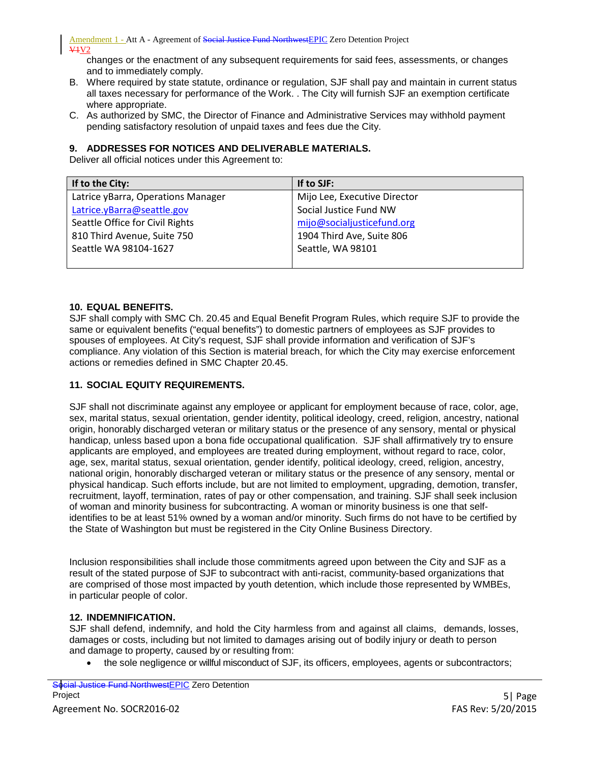changes or the enactment of any subsequent requirements for said fees, assessments, or changes and to immediately comply.

B. Where required by state statute, ordinance or regulation, SJF shall pay and maintain in current status all taxes necessary for performance of the Work. . The City will furnish SJF an exemption certificate where appropriate.

C. As authorized by SMC, the Director of Finance and Administrative Services may withhold payment pending satisfactory resolution of unpaid taxes and fees due the City.

### 9. ADDRESSES FOR NOTICES AND DELIVERABLE MATERIALS.

Deliver all official notices under this Agreement to:

| If to the City: | If to SJF: |
|---|---|
| Latrice yBarra, Operations Manager | Mijo Lee, Executive Director |
| Latrice.yBarra@seattle.gov | Social Justice Fund NW |
| Seattle Office for Civil Rights | mijo@socialjusticefund.org |
| 810 Third Avenue, Suite 750 | 1904 Third Ave, Suite 806 |
| Seattle WA 98104-1627 | Seattle, WA 98101 |

### 10. EQUAL BENEFITS.

SJF shall comply with SMC Ch. 20.45 and Equal Benefit Program Rules, which require SJF to provide the same or equivalent benefits ("equal benefits") to domestic partners of employees as SJF provides to spouses of employees. At City's request, SJF shall provide information and verification of SJF's compliance. Any violation of this Section is material breach, for which the City may exercise enforcement actions or remedies defined in SMC Chapter 20.45.

### 11. SOCIAL EQUITY REQUIREMENTS.

SJF shall not discriminate against any employee or applicant for employment because of race, color, age, sex, marital status, sexual orientation, gender identity, political ideology, creed, religion, ancestry, national origin, honorably discharged veteran or military status or the presence of any sensory, mental or physical handicap, unless based upon a bona fide occupational qualification. SJF shall affirmatively try to ensure applicants are employed, and employees are treated during employment, without regard to race, color, age, sex, marital status, sexual orientation, gender identify, political ideology, creed, religion, ancestry, national origin, honorably discharged veteran or military status or the presence of any sensory, mental or physical handicap. Such efforts include, but are not limited to employment, upgrading, demotion, transfer, recruitment, layoff, termination, rates of pay or other compensation, and training. SJF shall seek inclusion of woman and minority business for subcontracting. A woman or minority business is one that self-identifies to be at least 51% owned by a woman and/or minority. Such firms do not have to be certified by the State of Washington but must be registered in the City Online Business Directory.

Inclusion responsibilities shall include those commitments agreed upon between the City and SJF as a result of the stated purpose of SJF to subcontract with anti-racist, community-based organizations that are comprised of those most impacted by youth detention, which include those represented by WMBEs, in particular people of color.

### 12. INDEMNIFICATION.

SJF shall defend, indemnify, and hold the City harmless from and against all claims, demands, losses, damages or costs, including but not limited to damages arising out of bodily injury or death to person and damage to property, caused by or resulting from:

- the sole negligence or willful misconduct of SJF, its officers, employees, agents or subcontractors;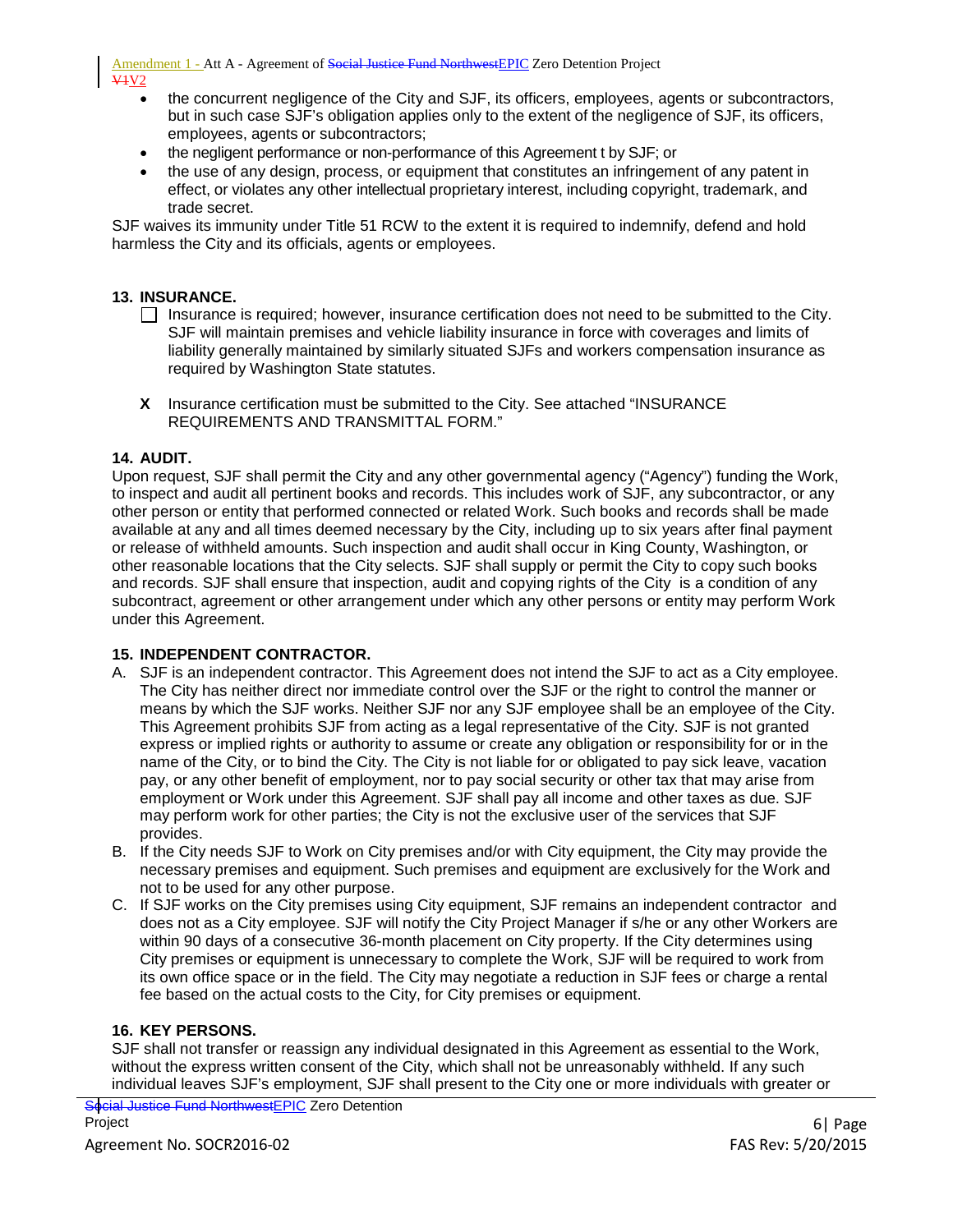- the concurrent negligence of the City and SJF, its officers, employees, agents or subcontractors, but in such case SJF's obligation applies only to the extent of the negligence of SJF, its officers, employees, agents or subcontractors;
- the negligent performance or non-performance of this Agreement t by SJF; or
- the use of any design, process, or equipment that constitutes an infringement of any patent in effect, or violates any other intellectual proprietary interest, including copyright, trademark, and trade secret.

SJF waives its immunity under Title 51 RCW to the extent it is required to indemnify, defend and hold harmless the City and its officials, agents or employees.

**13. INSURANCE.**

☐ Insurance is required; however, insurance certification does not need to be submitted to the City. SJF will maintain premises and vehicle liability insurance in force with coverages and limits of liability generally maintained by similarly situated SJFs and workers compensation insurance as required by Washington State statutes.

**X** Insurance certification must be submitted to the City. See attached "INSURANCE REQUIREMENTS AND TRANSMITTAL FORM."

**14. AUDIT.**

Upon request, SJF shall permit the City and any other governmental agency ("Agency") funding the Work, to inspect and audit all pertinent books and records. This includes work of SJF, any subcontractor, or any other person or entity that performed connected or related Work. Such books and records shall be made available at any and all times deemed necessary by the City, including up to six years after final payment or release of withheld amounts. Such inspection and audit shall occur in King County, Washington, or other reasonable locations that the City selects. SJF shall supply or permit the City to copy such books and records. SJF shall ensure that inspection, audit and copying rights of the City is a condition of any subcontract, agreement or other arrangement under which any other persons or entity may perform Work under this Agreement.

**15. INDEPENDENT CONTRACTOR.**

A. SJF is an independent contractor. This Agreement does not intend the SJF to act as a City employee. The City has neither direct nor immediate control over the SJF or the right to control the manner or means by which the SJF works. Neither SJF nor any SJF employee shall be an employee of the City. This Agreement prohibits SJF from acting as a legal representative of the City. SJF is not granted express or implied rights or authority to assume or create any obligation or responsibility for or in the name of the City, or to bind the City. The City is not liable for or obligated to pay sick leave, vacation pay, or any other benefit of employment, nor to pay social security or other tax that may arise from employment or Work under this Agreement. SJF shall pay all income and other taxes as due. SJF may perform work for other parties; the City is not the exclusive user of the services that SJF provides.

B. If the City needs SJF to Work on City premises and/or with City equipment, the City may provide the necessary premises and equipment. Such premises and equipment are exclusively for the Work and not to be used for any other purpose.

C. If SJF works on the City premises using City equipment, SJF remains an independent contractor and does not as a City employee. SJF will notify the City Project Manager if s/he or any other Workers are within 90 days of a consecutive 36-month placement on City property. If the City determines using City premises or equipment is unnecessary to complete the Work, SJF will be required to work from its own office space or in the field. The City may negotiate a reduction in SJF fees or charge a rental fee based on the actual costs to the City, for City premises or equipment.

**16. KEY PERSONS.**

SJF shall not transfer or reassign any individual designated in this Agreement as essential to the Work, without the express written consent of the City, which shall not be unreasonably withheld. If any such individual leaves SJF's employment, SJF shall present to the City one or more individuals with greater or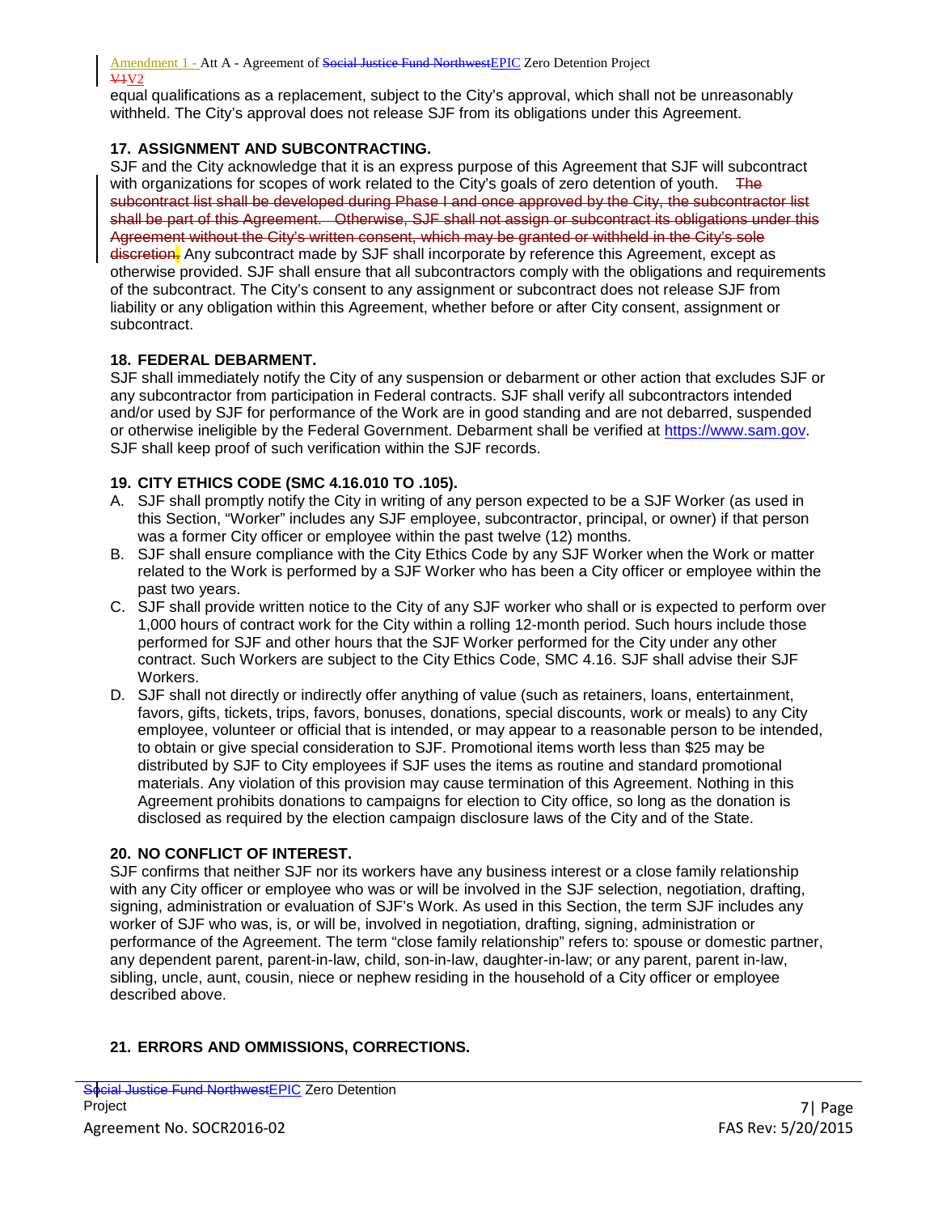equal qualifications as a replacement, subject to the City's approval, which shall not be unreasonably withheld. The City's approval does not release SJF from its obligations under this Agreement.

**17. ASSIGNMENT AND SUBCONTRACTING.**

SJF and the City acknowledge that it is an express purpose of this Agreement that SJF will subcontract with organizations for scopes of work related to the City's goals of zero detention of youth. ~~The subcontract list shall be developed during Phase I and once approved by the City, the subcontractor list shall be part of this Agreement. Otherwise, SJF shall not assign or subcontract its obligations under this Agreement without the City's written consent, which may be granted or withheld in the City's sole discretion.~~ Any subcontract made by SJF shall incorporate by reference this Agreement, except as otherwise provided. SJF shall ensure that all subcontractors comply with the obligations and requirements of the subcontract. The City's consent to any assignment or subcontract does not release SJF from liability or any obligation within this Agreement, whether before or after City consent, assignment or subcontract.

**18. FEDERAL DEBARMENT.**

SJF shall immediately notify the City of any suspension or debarment or other action that excludes SJF or any subcontractor from participation in Federal contracts. SJF shall verify all subcontractors intended and/or used by SJF for performance of the Work are in good standing and are not debarred, suspended or otherwise ineligible by the Federal Government. Debarment shall be verified at https://www.sam.gov. SJF shall keep proof of such verification within the SJF records.

**19. CITY ETHICS CODE (SMC 4.16.010 TO .105).**

A. SJF shall promptly notify the City in writing of any person expected to be a SJF Worker (as used in this Section, "Worker" includes any SJF employee, subcontractor, principal, or owner) if that person was a former City officer or employee within the past twelve (12) months.

B. SJF shall ensure compliance with the City Ethics Code by any SJF Worker when the Work or matter related to the Work is performed by a SJF Worker who has been a City officer or employee within the past two years.

C. SJF shall provide written notice to the City of any SJF worker who shall or is expected to perform over 1,000 hours of contract work for the City within a rolling 12-month period. Such hours include those performed for SJF and other hours that the SJF Worker performed for the City under any other contract. Such Workers are subject to the City Ethics Code, SMC 4.16. SJF shall advise their SJF Workers.

D. SJF shall not directly or indirectly offer anything of value (such as retainers, loans, entertainment, favors, gifts, tickets, trips, favors, bonuses, donations, special discounts, work or meals) to any City employee, volunteer or official that is intended, or may appear to a reasonable person to be intended, to obtain or give special consideration to SJF. Promotional items worth less than $25 may be distributed by SJF to City employees if SJF uses the items as routine and standard promotional materials. Any violation of this provision may cause termination of this Agreement. Nothing in this Agreement prohibits donations to campaigns for election to City office, so long as the donation is disclosed as required by the election campaign disclosure laws of the City and of the State.

**20. NO CONFLICT OF INTEREST.**

SJF confirms that neither SJF nor its workers have any business interest or a close family relationship with any City officer or employee who was or will be involved in the SJF selection, negotiation, drafting, signing, administration or evaluation of SJF's Work. As used in this Section, the term SJF includes any worker of SJF who was, is, or will be, involved in negotiation, drafting, signing, administration or performance of the Agreement. The term "close family relationship" refers to: spouse or domestic partner, any dependent parent, parent-in-law, child, son-in-law, daughter-in-law; or any parent, parent in-law, sibling, uncle, aunt, cousin, niece or nephew residing in the household of a City officer or employee described above.

**21. ERRORS AND OMMISSIONS, CORRECTIONS.**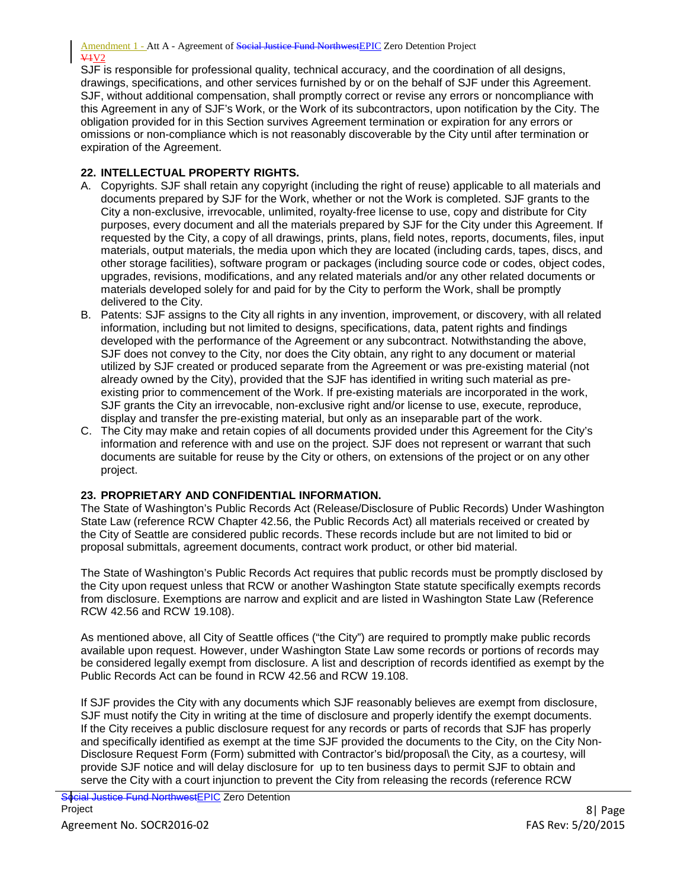SJF is responsible for professional quality, technical accuracy, and the coordination of all designs, drawings, specifications, and other services furnished by or on the behalf of SJF under this Agreement. SJF, without additional compensation, shall promptly correct or revise any errors or noncompliance with this Agreement in any of SJF's Work, or the Work of its subcontractors, upon notification by the City. The obligation provided for in this Section survives Agreement termination or expiration for any errors or omissions or non-compliance which is not reasonably discoverable by the City until after termination or expiration of the Agreement.

**22. INTELLECTUAL PROPERTY RIGHTS.**

A. Copyrights. SJF shall retain any copyright (including the right of reuse) applicable to all materials and documents prepared by SJF for the Work, whether or not the Work is completed. SJF grants to the City a non-exclusive, irrevocable, unlimited, royalty-free license to use, copy and distribute for City purposes, every document and all the materials prepared by SJF for the City under this Agreement. If requested by the City, a copy of all drawings, prints, plans, field notes, reports, documents, files, input materials, output materials, the media upon which they are located (including cards, tapes, discs, and other storage facilities), software program or packages (including source code or codes, object codes, upgrades, revisions, modifications, and any related materials and/or any other related documents or materials developed solely for and paid for by the City to perform the Work, shall be promptly delivered to the City.

B. Patents: SJF assigns to the City all rights in any invention, improvement, or discovery, with all related information, including but not limited to designs, specifications, data, patent rights and findings developed with the performance of the Agreement or any subcontract. Notwithstanding the above, SJF does not convey to the City, nor does the City obtain, any right to any document or material utilized by SJF created or produced separate from the Agreement or was pre-existing material (not already owned by the City), provided that the SJF has identified in writing such material as pre-existing prior to commencement of the Work. If pre-existing materials are incorporated in the work, SJF grants the City an irrevocable, non-exclusive right and/or license to use, execute, reproduce, display and transfer the pre-existing material, but only as an inseparable part of the work.

C. The City may make and retain copies of all documents provided under this Agreement for the City's information and reference with and use on the project. SJF does not represent or warrant that such documents are suitable for reuse by the City or others, on extensions of the project or on any other project.

**23. PROPRIETARY AND CONFIDENTIAL INFORMATION.**

The State of Washington's Public Records Act (Release/Disclosure of Public Records) Under Washington State Law (reference RCW Chapter 42.56, the Public Records Act) all materials received or created by the City of Seattle are considered public records. These records include but are not limited to bid or proposal submittals, agreement documents, contract work product, or other bid material.

The State of Washington's Public Records Act requires that public records must be promptly disclosed by the City upon request unless that RCW or another Washington State statute specifically exempts records from disclosure. Exemptions are narrow and explicit and are listed in Washington State Law (Reference RCW 42.56 and RCW 19.108).

As mentioned above, all City of Seattle offices ("the City") are required to promptly make public records available upon request. However, under Washington State Law some records or portions of records may be considered legally exempt from disclosure. A list and description of records identified as exempt by the Public Records Act can be found in RCW 42.56 and RCW 19.108.

If SJF provides the City with any documents which SJF reasonably believes are exempt from disclosure, SJF must notify the City in writing at the time of disclosure and properly identify the exempt documents. If the City receives a public disclosure request for any records or parts of records that SJF has properly and specifically identified as exempt at the time SJF provided the documents to the City, on the City Non-Disclosure Request Form (Form) submitted with Contractor's bid/proposal\ the City, as a courtesy, will provide SJF notice and will delay disclosure for up to ten business days to permit SJF to obtain and serve the City with a court injunction to prevent the City from releasing the records (reference RCW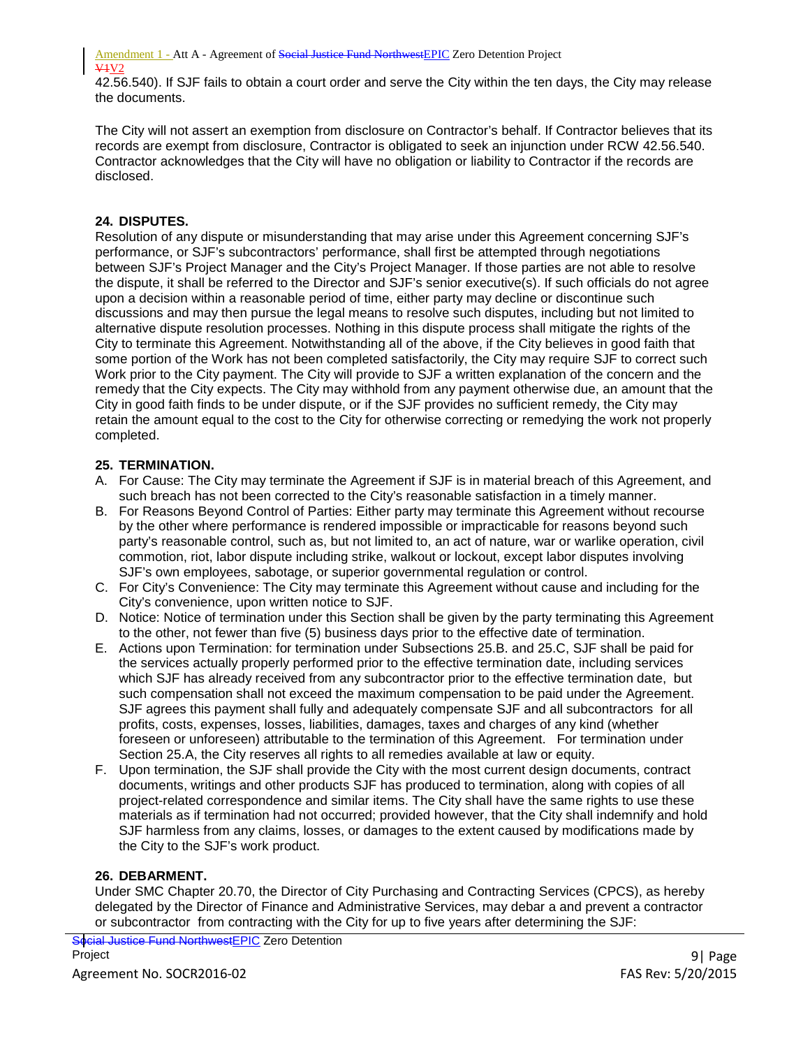42.56.540). If SJF fails to obtain a court order and serve the City within the ten days, the City may release the documents.

The City will not assert an exemption from disclosure on Contractor's behalf. If Contractor believes that its records are exempt from disclosure, Contractor is obligated to seek an injunction under RCW 42.56.540. Contractor acknowledges that the City will have no obligation or liability to Contractor if the records are disclosed.

### 24. DISPUTES.

Resolution of any dispute or misunderstanding that may arise under this Agreement concerning SJF's performance, or SJF's subcontractors' performance, shall first be attempted through negotiations between SJF's Project Manager and the City's Project Manager. If those parties are not able to resolve the dispute, it shall be referred to the Director and SJF's senior executive(s). If such officials do not agree upon a decision within a reasonable period of time, either party may decline or discontinue such discussions and may then pursue the legal means to resolve such disputes, including but not limited to alternative dispute resolution processes. Nothing in this dispute process shall mitigate the rights of the City to terminate this Agreement. Notwithstanding all of the above, if the City believes in good faith that some portion of the Work has not been completed satisfactorily, the City may require SJF to correct such Work prior to the City payment. The City will provide to SJF a written explanation of the concern and the remedy that the City expects. The City may withhold from any payment otherwise due, an amount that the City in good faith finds to be under dispute, or if the SJF provides no sufficient remedy, the City may retain the amount equal to the cost to the City for otherwise correcting or remedying the work not properly completed.

### 25. TERMINATION.

A. For Cause: The City may terminate the Agreement if SJF is in material breach of this Agreement, and such breach has not been corrected to the City's reasonable satisfaction in a timely manner.

B. For Reasons Beyond Control of Parties: Either party may terminate this Agreement without recourse by the other where performance is rendered impossible or impracticable for reasons beyond such party's reasonable control, such as, but not limited to, an act of nature, war or warlike operation, civil commotion, riot, labor dispute including strike, walkout or lockout, except labor disputes involving SJF's own employees, sabotage, or superior governmental regulation or control.

C. For City's Convenience: The City may terminate this Agreement without cause and including for the City's convenience, upon written notice to SJF.

D. Notice: Notice of termination under this Section shall be given by the party terminating this Agreement to the other, not fewer than five (5) business days prior to the effective date of termination.

E. Actions upon Termination: for termination under Subsections 25.B. and 25.C, SJF shall be paid for the services actually properly performed prior to the effective termination date, including services which SJF has already received from any subcontractor prior to the effective termination date, but such compensation shall not exceed the maximum compensation to be paid under the Agreement. SJF agrees this payment shall fully and adequately compensate SJF and all subcontractors for all profits, costs, expenses, losses, liabilities, damages, taxes and charges of any kind (whether foreseen or unforeseen) attributable to the termination of this Agreement. For termination under Section 25.A, the City reserves all rights to all remedies available at law or equity.

F. Upon termination, the SJF shall provide the City with the most current design documents, contract documents, writings and other products SJF has produced to termination, along with copies of all project-related correspondence and similar items. The City shall have the same rights to use these materials as if termination had not occurred; provided however, that the City shall indemnify and hold SJF harmless from any claims, losses, or damages to the extent caused by modifications made by the City to the SJF's work product.

### 26. DEBARMENT.

Under SMC Chapter 20.70, the Director of City Purchasing and Contracting Services (CPCS), as hereby delegated by the Director of Finance and Administrative Services, may debar a and prevent a contractor or subcontractor from contracting with the City for up to five years after determining the SJF: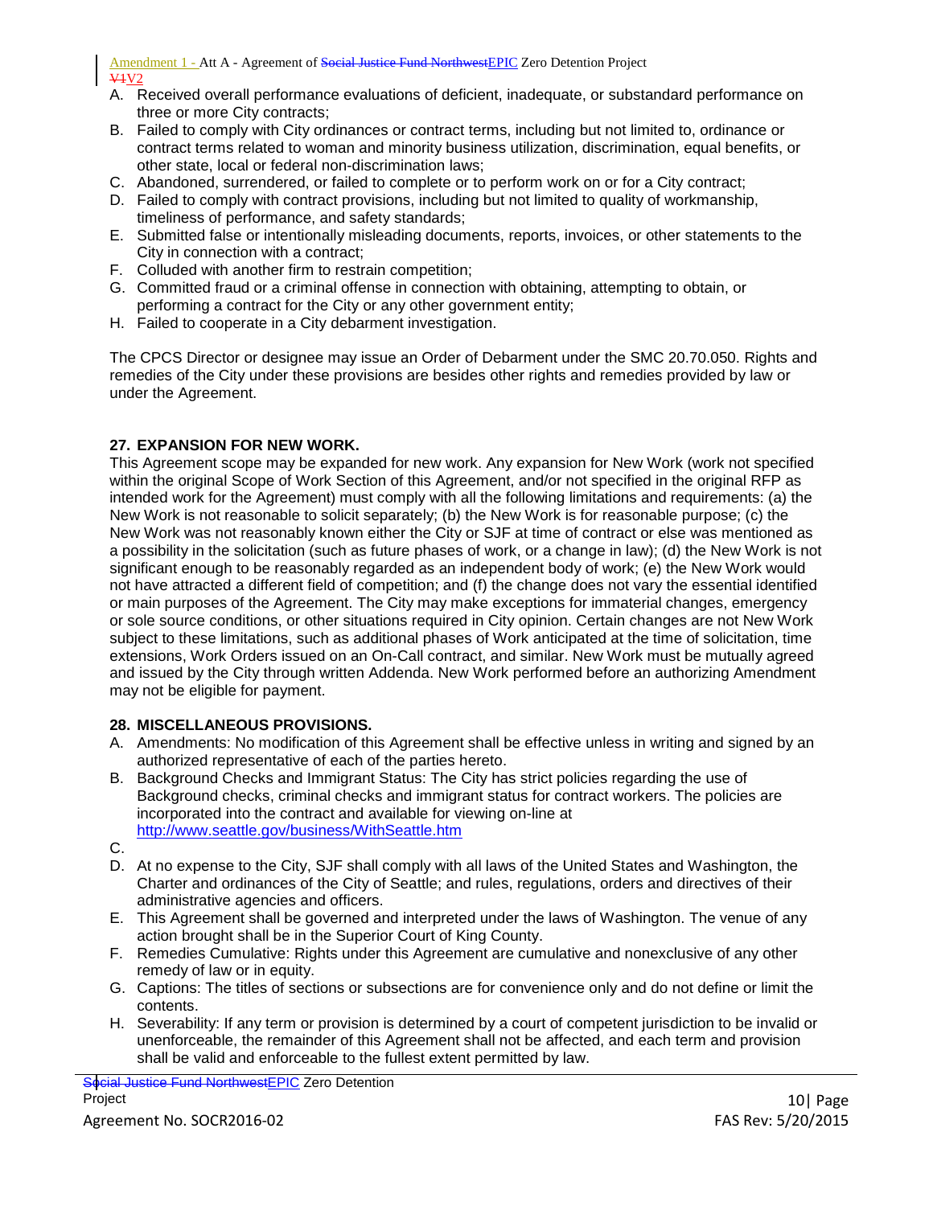A. Received overall performance evaluations of deficient, inadequate, or substandard performance on three or more City contracts;
B. Failed to comply with City ordinances or contract terms, including but not limited to, ordinance or contract terms related to woman and minority business utilization, discrimination, equal benefits, or other state, local or federal non-discrimination laws;
C. Abandoned, surrendered, or failed to complete or to perform work on or for a City contract;
D. Failed to comply with contract provisions, including but not limited to quality of workmanship, timeliness of performance, and safety standards;
E. Submitted false or intentionally misleading documents, reports, invoices, or other statements to the City in connection with a contract;
F. Colluded with another firm to restrain competition;
G. Committed fraud or a criminal offense in connection with obtaining, attempting to obtain, or performing a contract for the City or any other government entity;
H. Failed to cooperate in a City debarment investigation.

The CPCS Director or designee may issue an Order of Debarment under the SMC 20.70.050. Rights and remedies of the City under these provisions are besides other rights and remedies provided by law or under the Agreement.

**27. EXPANSION FOR NEW WORK.**

This Agreement scope may be expanded for new work. Any expansion for New Work (work not specified within the original Scope of Work Section of this Agreement, and/or not specified in the original RFP as intended work for the Agreement) must comply with all the following limitations and requirements: (a) the New Work is not reasonable to solicit separately; (b) the New Work is for reasonable purpose; (c) the New Work was not reasonably known either the City or SJF at time of contract or else was mentioned as a possibility in the solicitation (such as future phases of work, or a change in law); (d) the New Work is not significant enough to be reasonably regarded as an independent body of work; (e) the New Work would not have attracted a different field of competition; and (f) the change does not vary the essential identified or main purposes of the Agreement. The City may make exceptions for immaterial changes, emergency or sole source conditions, or other situations required in City opinion. Certain changes are not New Work subject to these limitations, such as additional phases of Work anticipated at the time of solicitation, time extensions, Work Orders issued on an On-Call contract, and similar. New Work must be mutually agreed and issued by the City through written Addenda. New Work performed before an authorizing Amendment may not be eligible for payment.

**28. MISCELLANEOUS PROVISIONS.**

A. Amendments: No modification of this Agreement shall be effective unless in writing and signed by an authorized representative of each of the parties hereto.
B. Background Checks and Immigrant Status: The City has strict policies regarding the use of Background checks, criminal checks and immigrant status for contract workers. The policies are incorporated into the contract and available for viewing on-line at http://www.seattle.gov/business/WithSeattle.htm
C.
D. At no expense to the City, SJF shall comply with all laws of the United States and Washington, the Charter and ordinances of the City of Seattle; and rules, regulations, orders and directives of their administrative agencies and officers.
E. This Agreement shall be governed and interpreted under the laws of Washington. The venue of any action brought shall be in the Superior Court of King County.
F. Remedies Cumulative: Rights under this Agreement are cumulative and nonexclusive of any other remedy of law or in equity.
G. Captions: The titles of sections or subsections are for convenience only and do not define or limit the contents.
H. Severability: If any term or provision is determined by a court of competent jurisdiction to be invalid or unenforceable, the remainder of this Agreement shall not be affected, and each term and provision shall be valid and enforceable to the fullest extent permitted by law.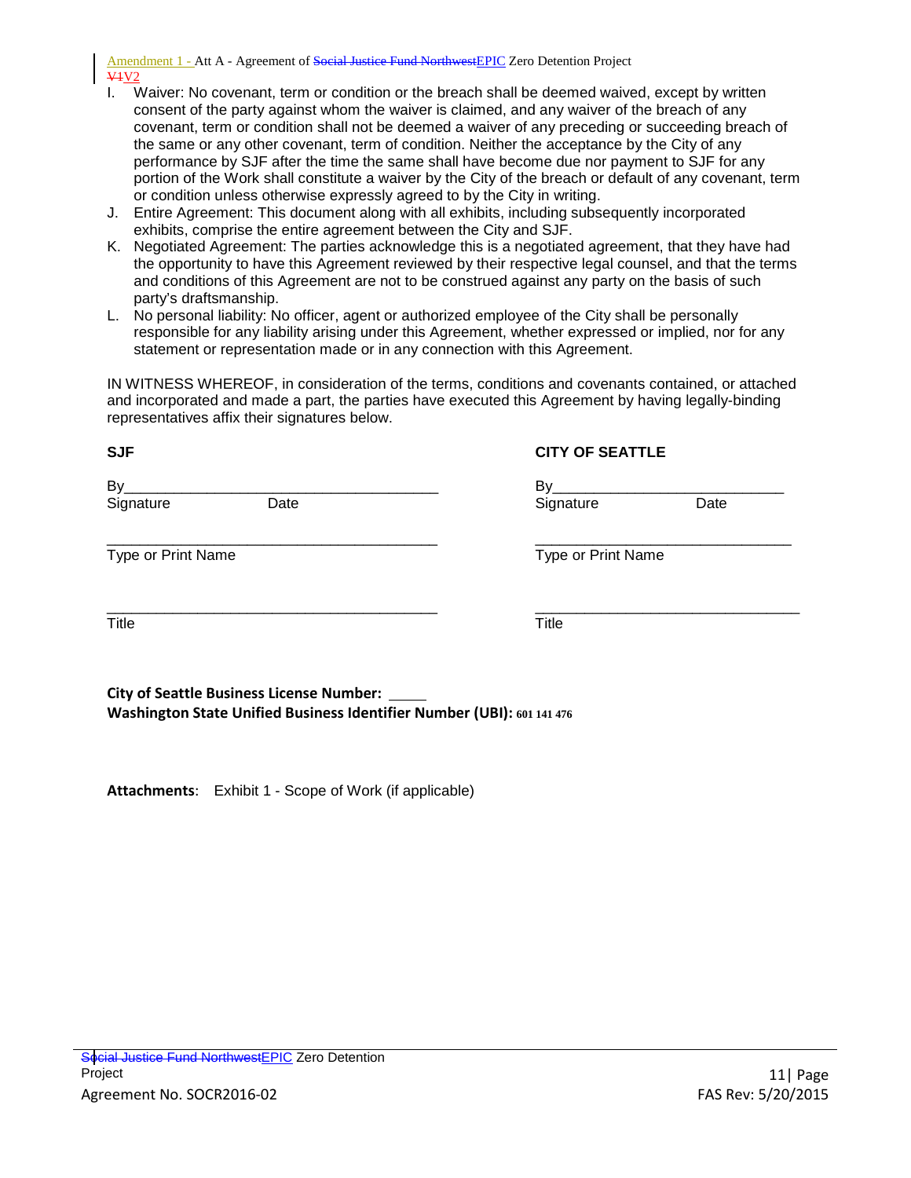I. Waiver: No covenant, term or condition or the breach shall be deemed waived, except by written consent of the party against whom the waiver is claimed, and any waiver of the breach of any covenant, term or condition shall not be deemed a waiver of any preceding or succeeding breach of the same or any other covenant, term of condition. Neither the acceptance by the City of any performance by SJF after the time the same shall have become due nor payment to SJF for any portion of the Work shall constitute a waiver by the City of the breach or default of any covenant, term or condition unless otherwise expressly agreed to by the City in writing.

J. Entire Agreement: This document along with all exhibits, including subsequently incorporated exhibits, comprise the entire agreement between the City and SJF.

K. Negotiated Agreement: The parties acknowledge this is a negotiated agreement, that they have had the opportunity to have this Agreement reviewed by their respective legal counsel, and that the terms and conditions of this Agreement are not to be construed against any party on the basis of such party's draftsmanship.

L. No personal liability: No officer, agent or authorized employee of the City shall be personally responsible for any liability arising under this Agreement, whether expressed or implied, nor for any statement or representation made or in any connection with this Agreement.

IN WITNESS WHEREOF, in consideration of the terms, conditions and covenants contained, or attached and incorporated and made a part, the parties have executed this Agreement by having legally-binding representatives affix their signatures below.

| **SJF** | **CITY OF SEATTLE** |
|---|---|
| By_______________________________ | By_______________________________ |
| Signature Date | Signature Date |
| _______________________________ | _______________________________ |
| Type or Print Name | Type or Print Name |
| _______________________________ | _______________________________ |
| Title | Title |

**City of Seattle Business License Number:** _____

**Washington State Unified Business Identifier Number (UBI):** 601 141 476

**Attachments**: Exhibit 1 - Scope of Work (if applicable)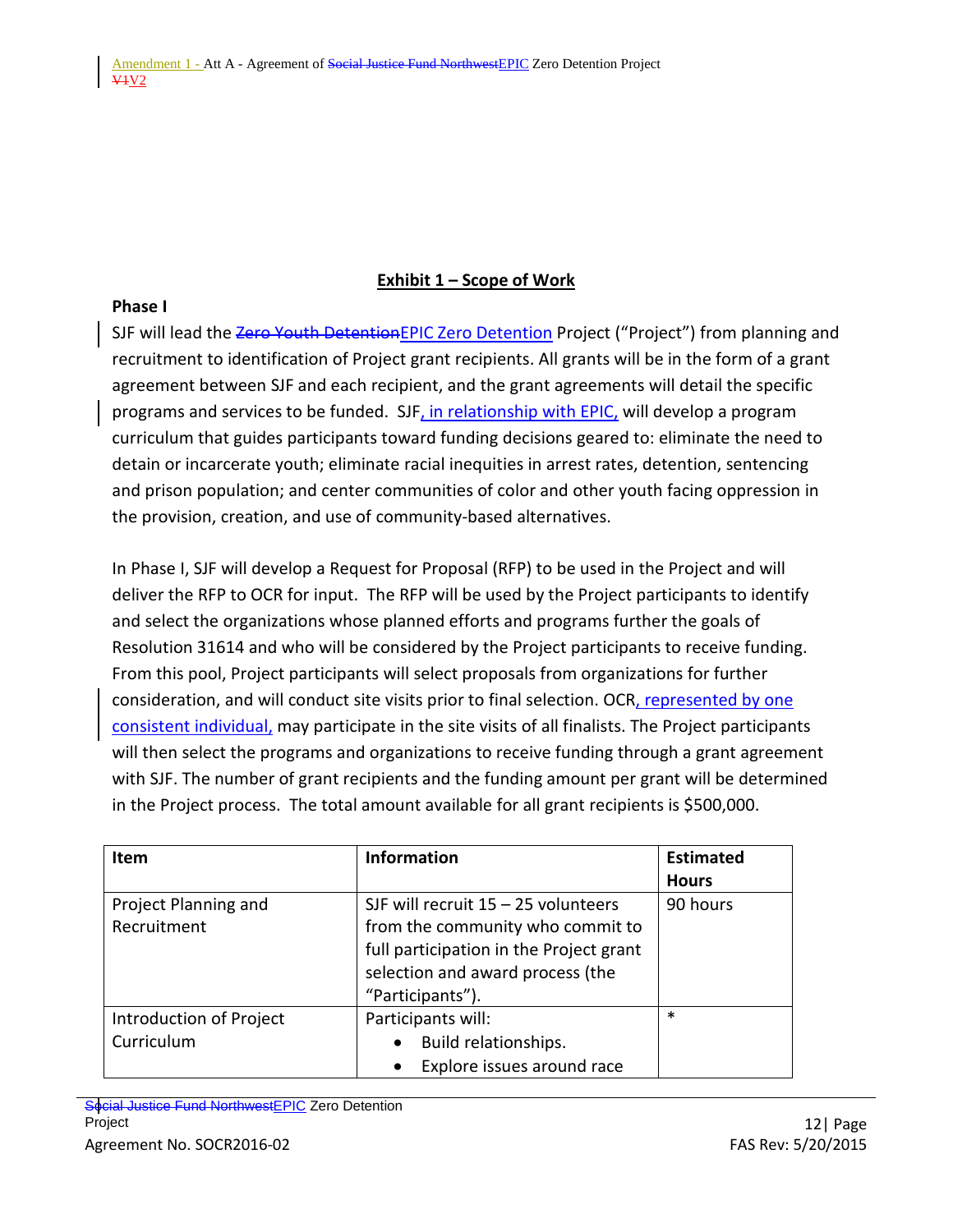## Exhibit 1 – Scope of Work

**Phase I**

SJF will lead the ~~Zero Youth Detention~~EPIC Zero Detention Project ("Project") from planning and recruitment to identification of Project grant recipients. All grants will be in the form of a grant agreement between SJF and each recipient, and the grant agreements will detail the specific programs and services to be funded. SJF, in relationship with EPIC, will develop a program curriculum that guides participants toward funding decisions geared to: eliminate the need to detain or incarcerate youth; eliminate racial inequities in arrest rates, detention, sentencing and prison population; and center communities of color and other youth facing oppression in the provision, creation, and use of community-based alternatives.

In Phase I, SJF will develop a Request for Proposal (RFP) to be used in the Project and will deliver the RFP to OCR for input. The RFP will be used by the Project participants to identify and select the organizations whose planned efforts and programs further the goals of Resolution 31614 and who will be considered by the Project participants to receive funding. From this pool, Project participants will select proposals from organizations for further consideration, and will conduct site visits prior to final selection. OCR, represented by one consistent individual, may participate in the site visits of all finalists. The Project participants will then select the programs and organizations to receive funding through a grant agreement with SJF. The number of grant recipients and the funding amount per grant will be determined in the Project process. The total amount available for all grant recipients is $500,000.

| Item | Information | Estimated Hours |
|---|---|---|
| Project Planning and Recruitment | SJF will recruit 15 – 25 volunteers from the community who commit to full participation in the Project grant selection and award process (the "Participants"). | 90 hours |
| Introduction of Project Curriculum | Participants will:<br>• Build relationships.<br>• Explore issues around race | * |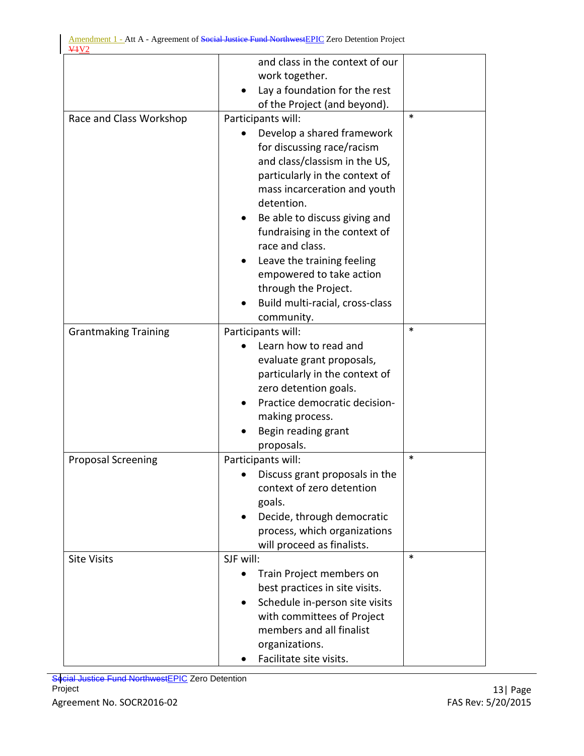| | | |
|---|---|---|
| | and class in the context of our work together.<br>• Lay a foundation for the rest of the Project (and beyond). | |
| Race and Class Workshop | Participants will:<br>• Develop a shared framework for discussing race/racism and class/classism in the US, particularly in the context of mass incarceration and youth detention.<br>• Be able to discuss giving and fundraising in the context of race and class.<br>• Leave the training feeling empowered to take action through the Project.<br>• Build multi-racial, cross-class community. | * |
| Grantmaking Training | Participants will:<br>• Learn how to read and evaluate grant proposals, particularly in the context of zero detention goals.<br>• Practice democratic decision-making process.<br>• Begin reading grant proposals. | * |
| Proposal Screening | Participants will:<br>• Discuss grant proposals in the context of zero detention goals.<br>• Decide, through democratic process, which organizations will proceed as finalists. | * |
| Site Visits | SJF will:<br>• Train Project members on best practices in site visits.<br>• Schedule in-person site visits with committees of Project members and all finalist organizations.<br>• Facilitate site visits. | * |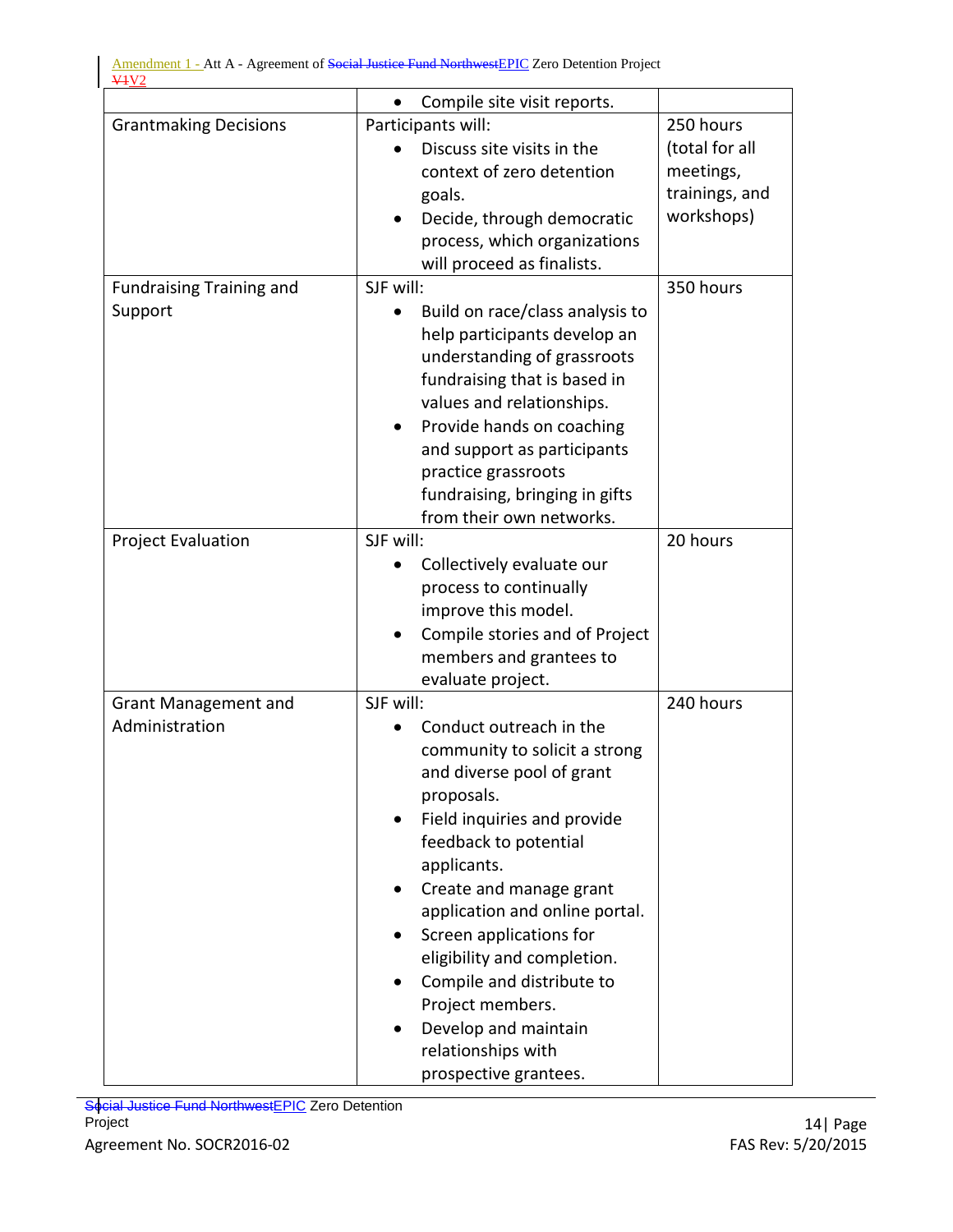| | • Compile site visit reports. | |
|---|---|---|
| Grantmaking Decisions | Participants will:<br>• Discuss site visits in the context of zero detention goals.<br>• Decide, through democratic process, which organizations will proceed as finalists. | 250 hours (total for all meetings, trainings, and workshops) |
| Fundraising Training and Support | SJF will:<br>• Build on race/class analysis to help participants develop an understanding of grassroots fundraising that is based in values and relationships.<br>• Provide hands on coaching and support as participants practice grassroots fundraising, bringing in gifts from their own networks. | 350 hours |
| Project Evaluation | SJF will:<br>• Collectively evaluate our process to continually improve this model.<br>• Compile stories and of Project members and grantees to evaluate project. | 20 hours |
| Grant Management and Administration | SJF will:<br>• Conduct outreach in the community to solicit a strong and diverse pool of grant proposals.<br>• Field inquiries and provide feedback to potential applicants.<br>• Create and manage grant application and online portal.<br>• Screen applications for eligibility and completion.<br>• Compile and distribute to Project members.<br>• Develop and maintain relationships with prospective grantees. | 240 hours |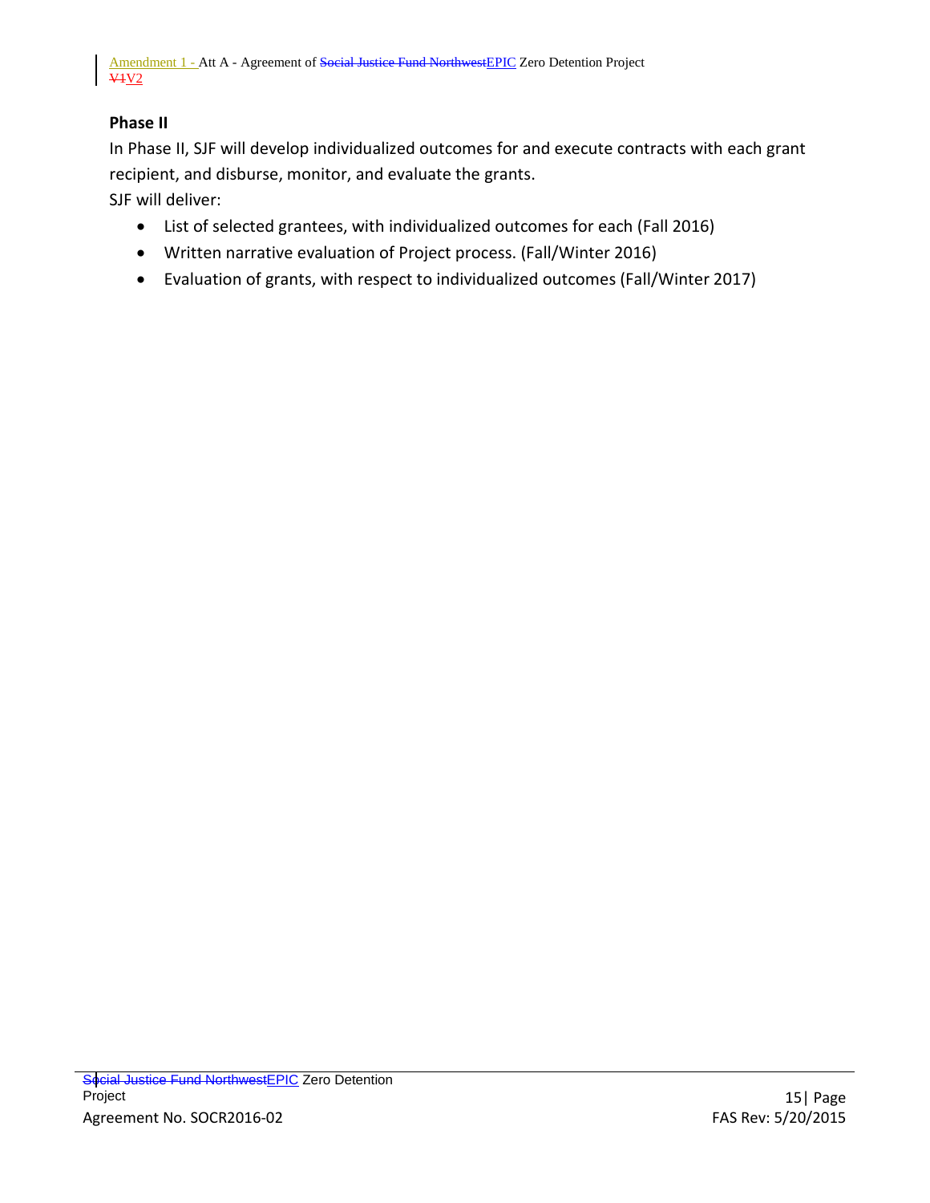### Phase II

In Phase II, SJF will develop individualized outcomes for and execute contracts with each grant recipient, and disburse, monitor, and evaluate the grants.

SJF will deliver:

- List of selected grantees, with individualized outcomes for each (Fall 2016)
- Written narrative evaluation of Project process. (Fall/Winter 2016)
- Evaluation of grants, with respect to individualized outcomes (Fall/Winter 2017)